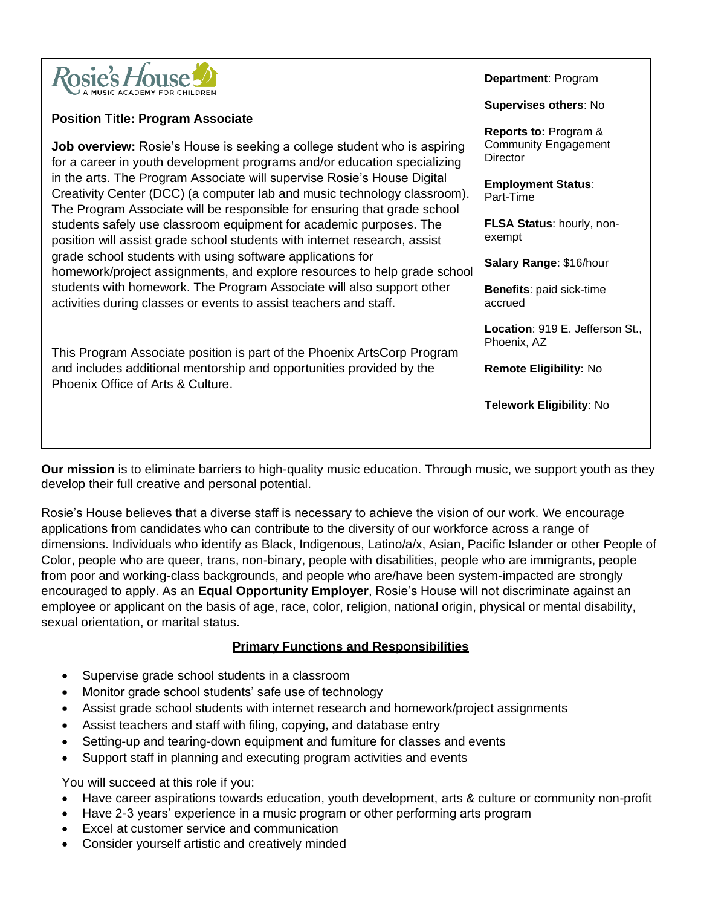Rosie's House
A MUSIC ACADEMY FOR CHILDREN

**Position Title: Program Associate**

**Job overview:** Rosie's House is seeking a college student who is aspiring for a career in youth development programs and/or education specializing in the arts. The Program Associate will supervise Rosie's House Digital Creativity Center (DCC) (a computer lab and music technology classroom). The Program Associate will be responsible for ensuring that grade school students safely use classroom equipment for academic purposes. The position will assist grade school students with internet research, assist grade school students with using software applications for homework/project assignments, and explore resources to help grade school students with homework. The Program Associate will also support other activities during classes or events to assist teachers and staff.

This Program Associate position is part of the Phoenix ArtsCorp Program and includes additional mentorship and opportunities provided by the Phoenix Office of Arts & Culture.

**Department**: Program

**Supervises others**: No

**Reports to:** Program & Community Engagement Director

**Employment Status**: Part-Time

**FLSA Status**: hourly, non-exempt

**Salary Range**: $16/hour

**Benefits**: paid sick-time accrued

**Location**: 919 E. Jefferson St., Phoenix, AZ

**Remote Eligibility:** No

**Telework Eligibility**: No

**Our mission** is to eliminate barriers to high-quality music education. Through music, we support youth as they develop their full creative and personal potential.

Rosie's House believes that a diverse staff is necessary to achieve the vision of our work. We encourage applications from candidates who can contribute to the diversity of our workforce across a range of dimensions. Individuals who identify as Black, Indigenous, Latino/a/x, Asian, Pacific Islander or other People of Color, people who are queer, trans, non-binary, people with disabilities, people who are immigrants, people from poor and working-class backgrounds, and people who are/have been system-impacted are strongly encouraged to apply. As an **Equal Opportunity Employer**, Rosie's House will not discriminate against an employee or applicant on the basis of age, race, color, religion, national origin, physical or mental disability, sexual orientation, or marital status.

## Primary Functions and Responsibilities

- Supervise grade school students in a classroom
- Monitor grade school students' safe use of technology
- Assist grade school students with internet research and homework/project assignments
- Assist teachers and staff with filing, copying, and database entry
- Setting-up and tearing-down equipment and furniture for classes and events
- Support staff in planning and executing program activities and events

You will succeed at this role if you:

- Have career aspirations towards education, youth development, arts & culture or community non-profit
- Have 2-3 years' experience in a music program or other performing arts program
- Excel at customer service and communication
- Consider yourself artistic and creatively minded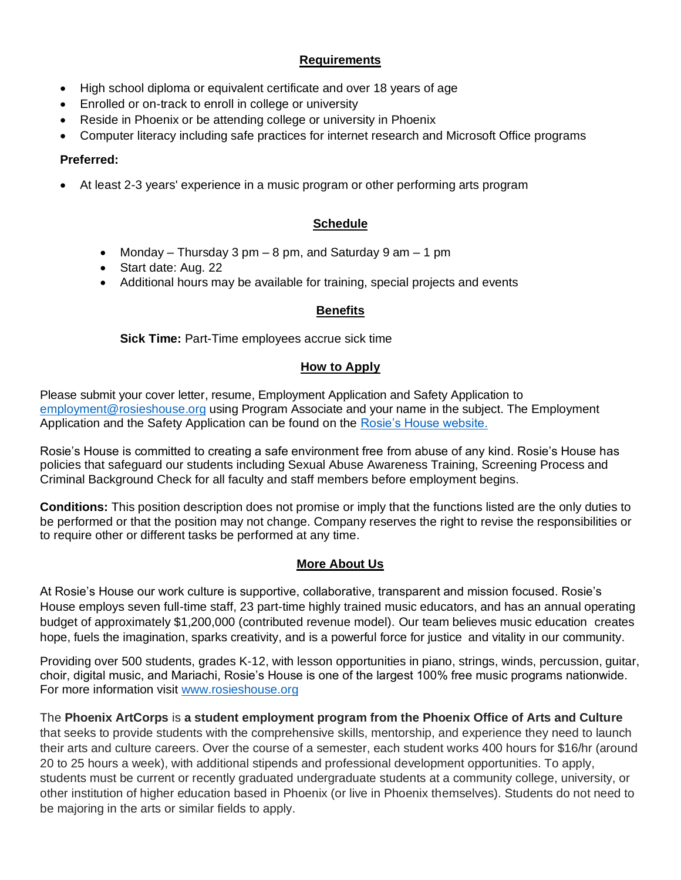## Requirements

- High school diploma or equivalent certificate and over 18 years of age
- Enrolled or on-track to enroll in college or university
- Reside in Phoenix or be attending college or university in Phoenix
- Computer literacy including safe practices for internet research and Microsoft Office programs

**Preferred:**

- At least 2-3 years' experience in a music program or other performing arts program

## Schedule

- Monday – Thursday 3 pm – 8 pm, and Saturday 9 am – 1 pm
- Start date: Aug. 22
- Additional hours may be available for training, special projects and events

## Benefits

**Sick Time:** Part-Time employees accrue sick time

## How to Apply

Please submit your cover letter, resume, Employment Application and Safety Application to employment@rosieshouse.org using Program Associate and your name in the subject. The Employment Application and the Safety Application can be found on the Rosie's House website.

Rosie's House is committed to creating a safe environment free from abuse of any kind. Rosie's House has policies that safeguard our students including Sexual Abuse Awareness Training, Screening Process and Criminal Background Check for all faculty and staff members before employment begins.

**Conditions:** This position description does not promise or imply that the functions listed are the only duties to be performed or that the position may not change. Company reserves the right to revise the responsibilities or to require other or different tasks be performed at any time.

## More About Us

At Rosie's House our work culture is supportive, collaborative, transparent and mission focused. Rosie's House employs seven full-time staff, 23 part-time highly trained music educators, and has an annual operating budget of approximately $1,200,000 (contributed revenue model). Our team believes music education creates hope, fuels the imagination, sparks creativity, and is a powerful force for justice and vitality in our community.

Providing over 500 students, grades K-12, with lesson opportunities in piano, strings, winds, percussion, guitar, choir, digital music, and Mariachi, Rosie's House is one of the largest 100% free music programs nationwide. For more information visit www.rosieshouse.org

The **Phoenix ArtCorps** is **a student employment program from the Phoenix Office of Arts and Culture** that seeks to provide students with the comprehensive skills, mentorship, and experience they need to launch their arts and culture careers. Over the course of a semester, each student works 400 hours for $16/hr (around 20 to 25 hours a week), with additional stipends and professional development opportunities. To apply, students must be current or recently graduated undergraduate students at a community college, university, or other institution of higher education based in Phoenix (or live in Phoenix themselves). Students do not need to be majoring in the arts or similar fields to apply.